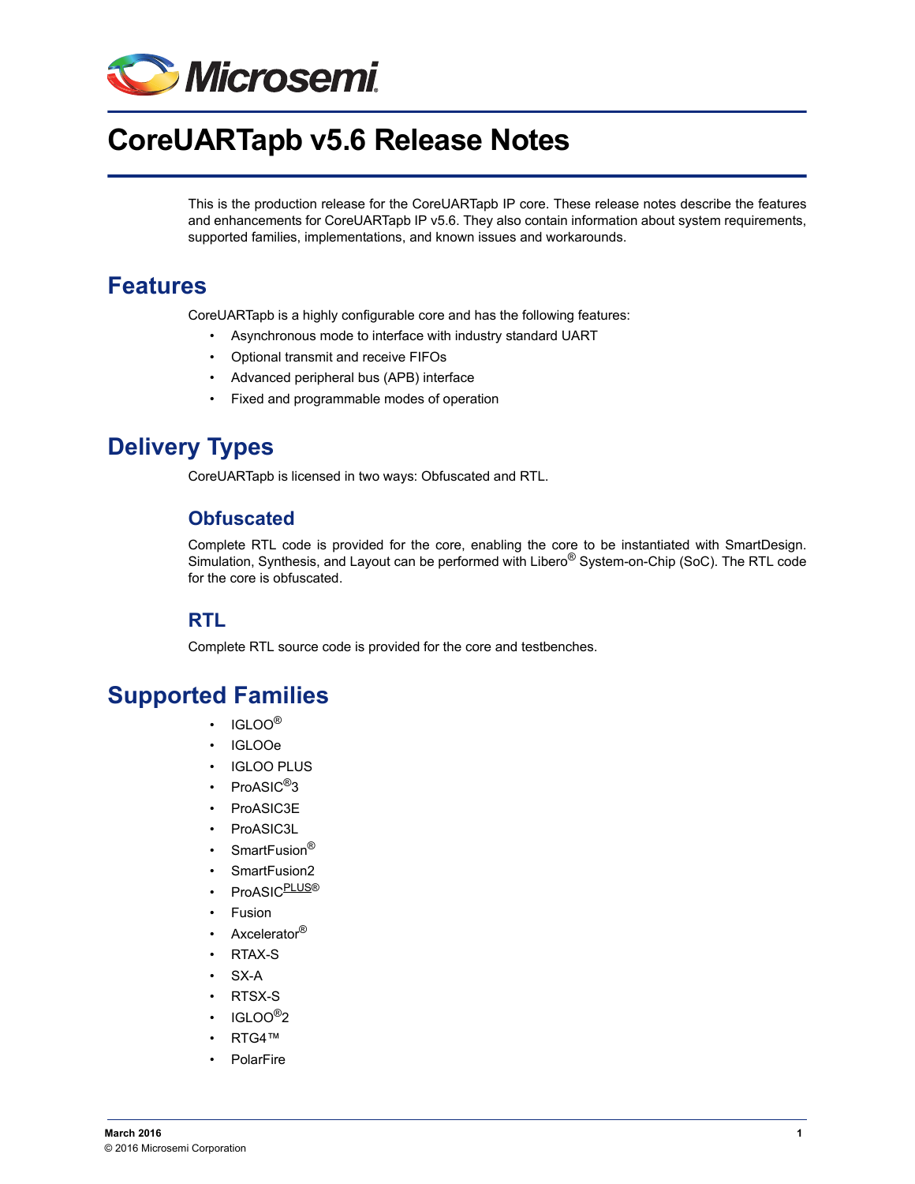# CoreUARTapb v5.6 Release Notes

This is the production release for the CoreUARTapb IP core. These release notes describe the features and enhancements for CoreUARTapb IP v5.6. They also contain information about system requirements, supported families, implementations, and known issues and workarounds.

## Features

CoreUARTapb is a highly configurable core and has the following features:

- Asynchronous mode to interface with industry standard UART
- Optional transmit and receive FIFOs
- Advanced peripheral bus (APB) interface
- Fixed and programmable modes of operation

## Delivery Types

CoreUARTapb is licensed in two ways: Obfuscated and RTL.

### Obfuscated

Complete RTL code is provided for the core, enabling the core to be instantiated with SmartDesign. Simulation, Synthesis, and Layout can be performed with Libero® System-on-Chip (SoC). The RTL code for the core is obfuscated.

### RTL

Complete RTL source code is provided for the core and testbenches.

## Supported Families

- IGLOO®
- IGLOOe
- IGLOO PLUS
- ProASIC®3
- ProASIC3E
- ProASIC3L
- SmartFusion®
- SmartFusion2
- ProASICPLUS®
- Fusion
- Axcelerator®
- RTAX-S
- SX-A
- RTSX-S
- IGLOO®2
- RTG4™
- PolarFire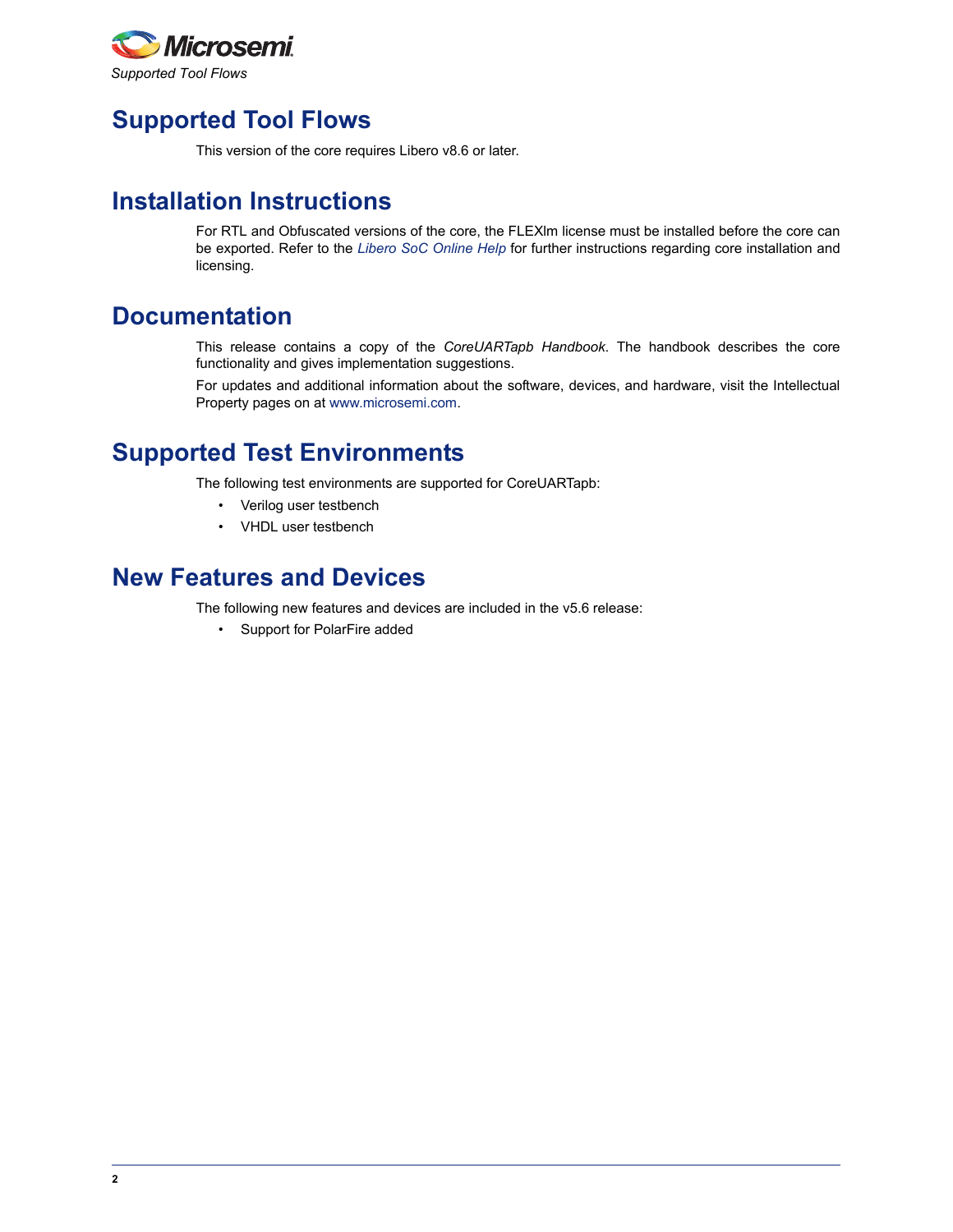# Supported Tool Flows

This version of the core requires Libero v8.6 or later.

# Installation Instructions

For RTL and Obfuscated versions of the core, the FLEXlm license must be installed before the core can be exported. Refer to the *Libero SoC Online Help* for further instructions regarding core installation and licensing.

# Documentation

This release contains a copy of the *CoreUARTapb Handbook*. The handbook describes the core functionality and gives implementation suggestions.

For updates and additional information about the software, devices, and hardware, visit the Intellectual Property pages on at www.microsemi.com.

# Supported Test Environments

The following test environments are supported for CoreUARTapb:

- Verilog user testbench
- VHDL user testbench

# New Features and Devices

The following new features and devices are included in the v5.6 release:

- Support for PolarFire added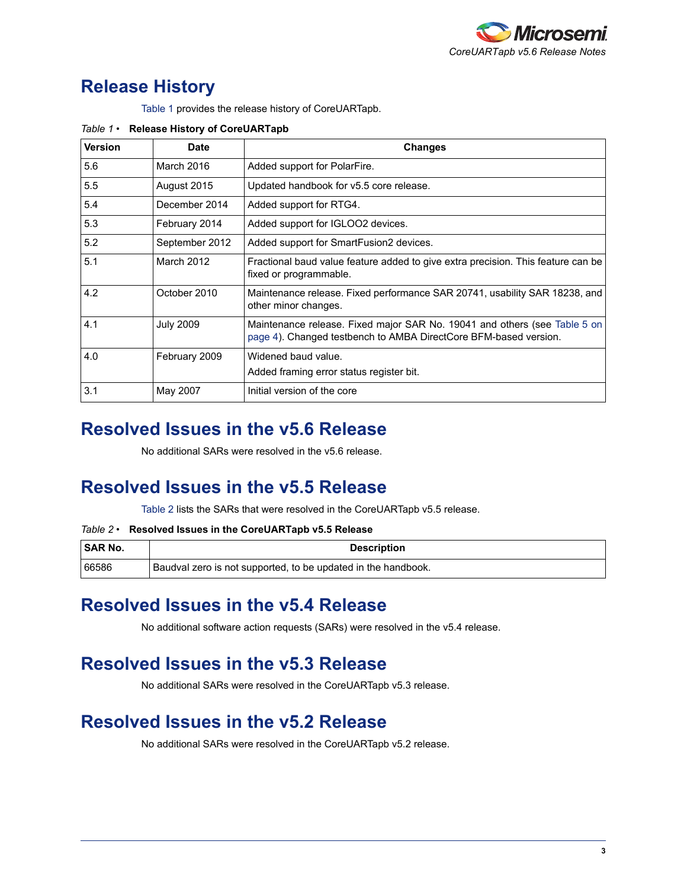# Release History

Table 1 provides the release history of CoreUARTapb.

*Table 1 •* **Release History of CoreUARTapb**

| Version | Date | Changes |
|---|---|---|
| 5.6 | March 2016 | Added support for PolarFire. |
| 5.5 | August 2015 | Updated handbook for v5.5 core release. |
| 5.4 | December 2014 | Added support for RTG4. |
| 5.3 | February 2014 | Added support for IGLOO2 devices. |
| 5.2 | September 2012 | Added support for SmartFusion2 devices. |
| 5.1 | March 2012 | Fractional baud value feature added to give extra precision. This feature can be fixed or programmable. |
| 4.2 | October 2010 | Maintenance release. Fixed performance SAR 20741, usability SAR 18238, and other minor changes. |
| 4.1 | July 2009 | Maintenance release. Fixed major SAR No. 19041 and others (see Table 5 on page 4). Changed testbench to AMBA DirectCore BFM-based version. |
| 4.0 | February 2009 | Widened baud value.<br>Added framing error status register bit. |
| 3.1 | May 2007 | Initial version of the core |

# Resolved Issues in the v5.6 Release

No additional SARs were resolved in the v5.6 release.

# Resolved Issues in the v5.5 Release

Table 2 lists the SARs that were resolved in the CoreUARTapb v5.5 release.

*Table 2 •* **Resolved Issues in the CoreUARTapb v5.5 Release**

| SAR No. | Description |
|---|---|
| 66586 | Baudval zero is not supported, to be updated in the handbook. |

# Resolved Issues in the v5.4 Release

No additional software action requests (SARs) were resolved in the v5.4 release.

# Resolved Issues in the v5.3 Release

No additional SARs were resolved in the CoreUARTapb v5.3 release.

# Resolved Issues in the v5.2 Release

No additional SARs were resolved in the CoreUARTapb v5.2 release.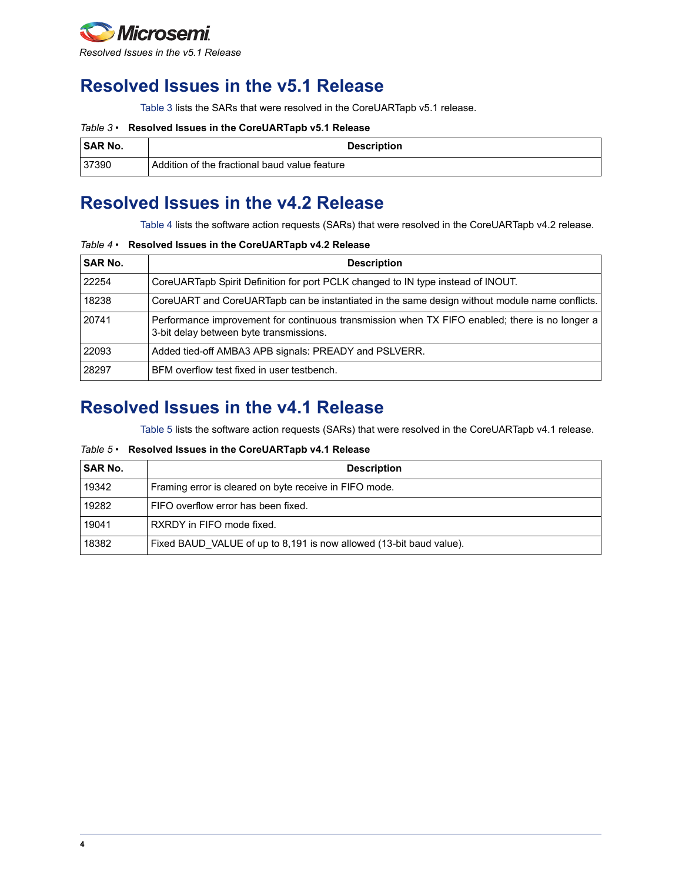# Resolved Issues in the v5.1 Release

Table 3 lists the SARs that were resolved in the CoreUARTapb v5.1 release.

*Table 3 •* **Resolved Issues in the CoreUARTapb v5.1 Release**

| SAR No. | Description |
| --- | --- |
| 37390 | Addition of the fractional baud value feature |

# Resolved Issues in the v4.2 Release

Table 4 lists the software action requests (SARs) that were resolved in the CoreUARTapb v4.2 release.

*Table 4 •* **Resolved Issues in the CoreUARTapb v4.2 Release**

| SAR No. | Description |
| --- | --- |
| 22254 | CoreUARTapb Spirit Definition for port PCLK changed to IN type instead of INOUT. |
| 18238 | CoreUART and CoreUARTapb can be instantiated in the same design without module name conflicts. |
| 20741 | Performance improvement for continuous transmission when TX FIFO enabled; there is no longer a 3-bit delay between byte transmissions. |
| 22093 | Added tied-off AMBA3 APB signals: PREADY and PSLVERR. |
| 28297 | BFM overflow test fixed in user testbench. |

# Resolved Issues in the v4.1 Release

Table 5 lists the software action requests (SARs) that were resolved in the CoreUARTapb v4.1 release.

*Table 5 •* **Resolved Issues in the CoreUARTapb v4.1 Release**

| SAR No. | Description |
| --- | --- |
| 19342 | Framing error is cleared on byte receive in FIFO mode. |
| 19282 | FIFO overflow error has been fixed. |
| 19041 | RXRDY in FIFO mode fixed. |
| 18382 | Fixed BAUD_VALUE of up to 8,191 is now allowed (13-bit baud value). |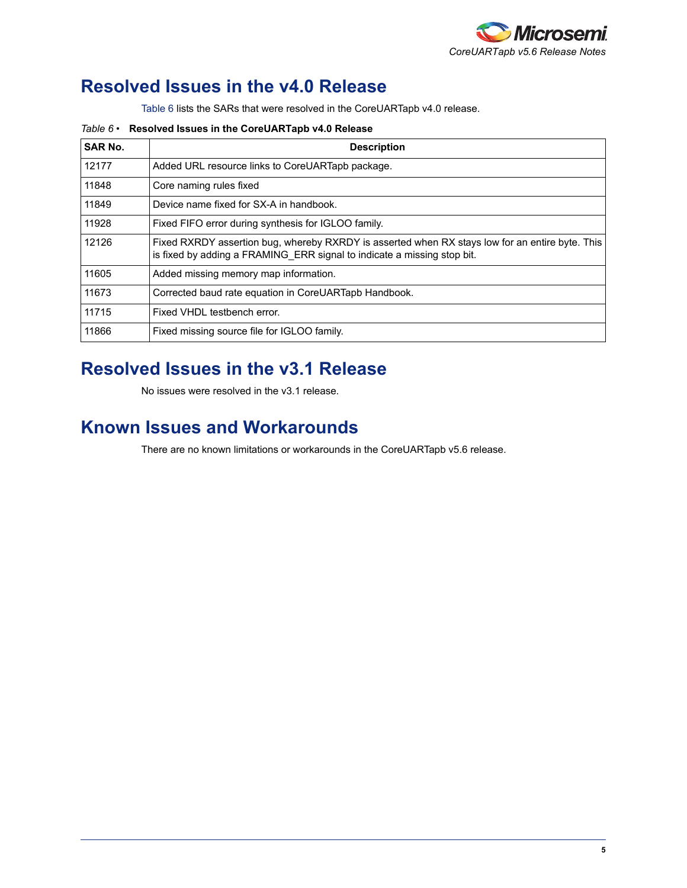## Resolved Issues in the v4.0 Release

Table 6 lists the SARs that were resolved in the CoreUARTapb v4.0 release.

*Table 6 •* **Resolved Issues in the CoreUARTapb v4.0 Release**

| SAR No. | Description |
|---|---|
| 12177 | Added URL resource links to CoreUARTapb package. |
| 11848 | Core naming rules fixed |
| 11849 | Device name fixed for SX-A in handbook. |
| 11928 | Fixed FIFO error during synthesis for IGLOO family. |
| 12126 | Fixed RXRDY assertion bug, whereby RXRDY is asserted when RX stays low for an entire byte. This is fixed by adding a FRAMING_ERR signal to indicate a missing stop bit. |
| 11605 | Added missing memory map information. |
| 11673 | Corrected baud rate equation in CoreUARTapb Handbook. |
| 11715 | Fixed VHDL testbench error. |
| 11866 | Fixed missing source file for IGLOO family. |

## Resolved Issues in the v3.1 Release

No issues were resolved in the v3.1 release.

## Known Issues and Workarounds

There are no known limitations or workarounds in the CoreUARTapb v5.6 release.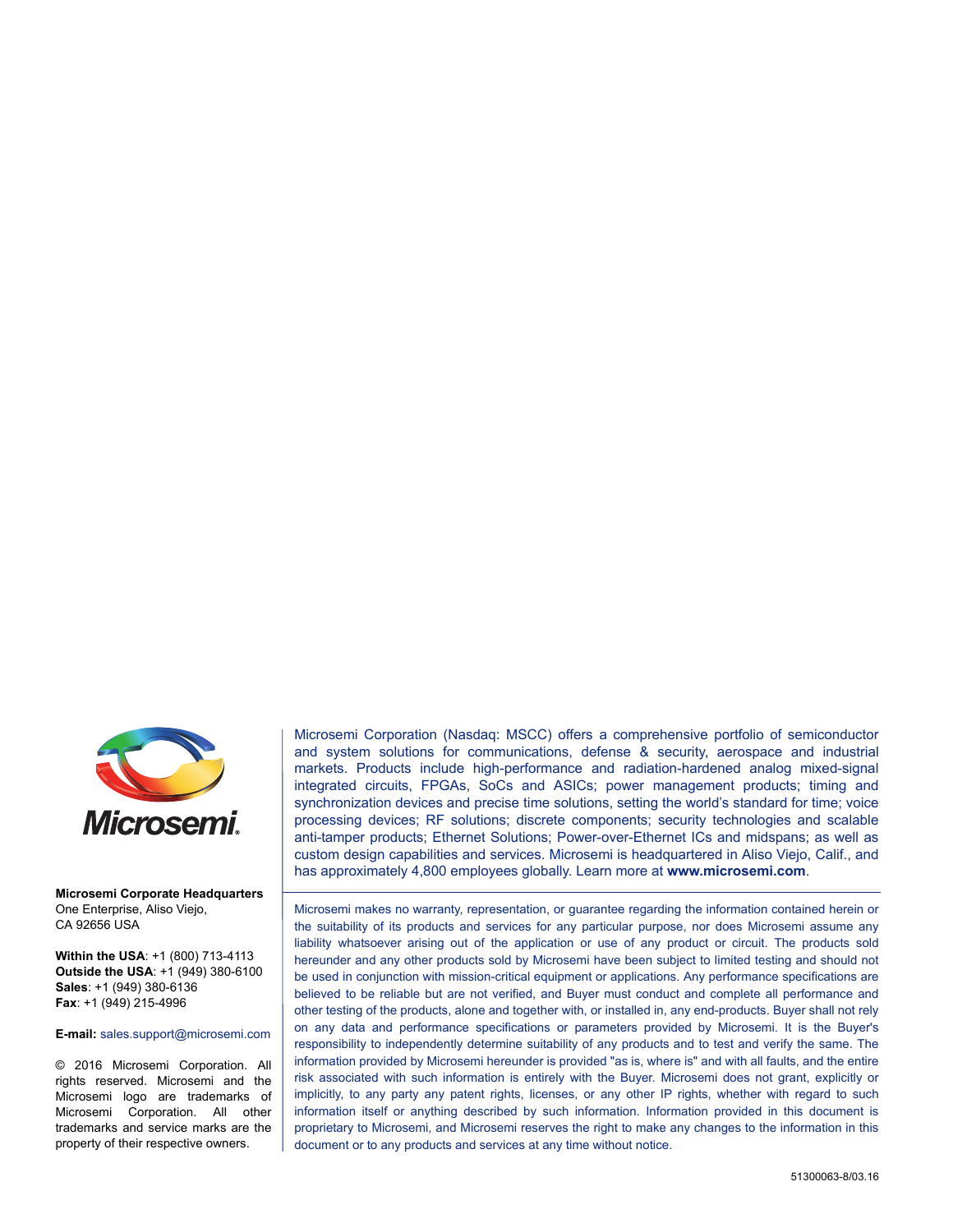**Microsemi Corporate Headquarters**
One Enterprise, Aliso Viejo,
CA 92656 USA

**Within the USA**: +1 (800) 713-4113
**Outside the USA**: +1 (949) 380-6100
**Sales**: +1 (949) 380-6136
**Fax**: +1 (949) 215-4996

**E-mail:** sales.support@microsemi.com

© 2016 Microsemi Corporation. All rights reserved. Microsemi and the Microsemi logo are trademarks of Microsemi Corporation. All other trademarks and service marks are the property of their respective owners.

Microsemi Corporation (Nasdaq: MSCC) offers a comprehensive portfolio of semiconductor and system solutions for communications, defense & security, aerospace and industrial markets. Products include high-performance and radiation-hardened analog mixed-signal integrated circuits, FPGAs, SoCs and ASICs; power management products; timing and synchronization devices and precise time solutions, setting the world's standard for time; voice processing devices; RF solutions; discrete components; security technologies and scalable anti-tamper products; Ethernet Solutions; Power-over-Ethernet ICs and midspans; as well as custom design capabilities and services. Microsemi is headquartered in Aliso Viejo, Calif., and has approximately 4,800 employees globally. Learn more at **www.microsemi.com**.

Microsemi makes no warranty, representation, or guarantee regarding the information contained herein or the suitability of its products and services for any particular purpose, nor does Microsemi assume any liability whatsoever arising out of the application or use of any product or circuit. The products sold hereunder and any other products sold by Microsemi have been subject to limited testing and should not be used in conjunction with mission-critical equipment or applications. Any performance specifications are believed to be reliable but are not verified, and Buyer must conduct and complete all performance and other testing of the products, alone and together with, or installed in, any end-products. Buyer shall not rely on any data and performance specifications or parameters provided by Microsemi. It is the Buyer's responsibility to independently determine suitability of any products and to test and verify the same. The information provided by Microsemi hereunder is provided "as is, where is" and with all faults, and the entire risk associated with such information is entirely with the Buyer. Microsemi does not grant, explicitly or implicitly, to any party any patent rights, licenses, or any other IP rights, whether with regard to such information itself or anything described by such information. Information provided in this document is proprietary to Microsemi, and Microsemi reserves the right to make any changes to the information in this document or to any products and services at any time without notice.

51300063-8/03.16